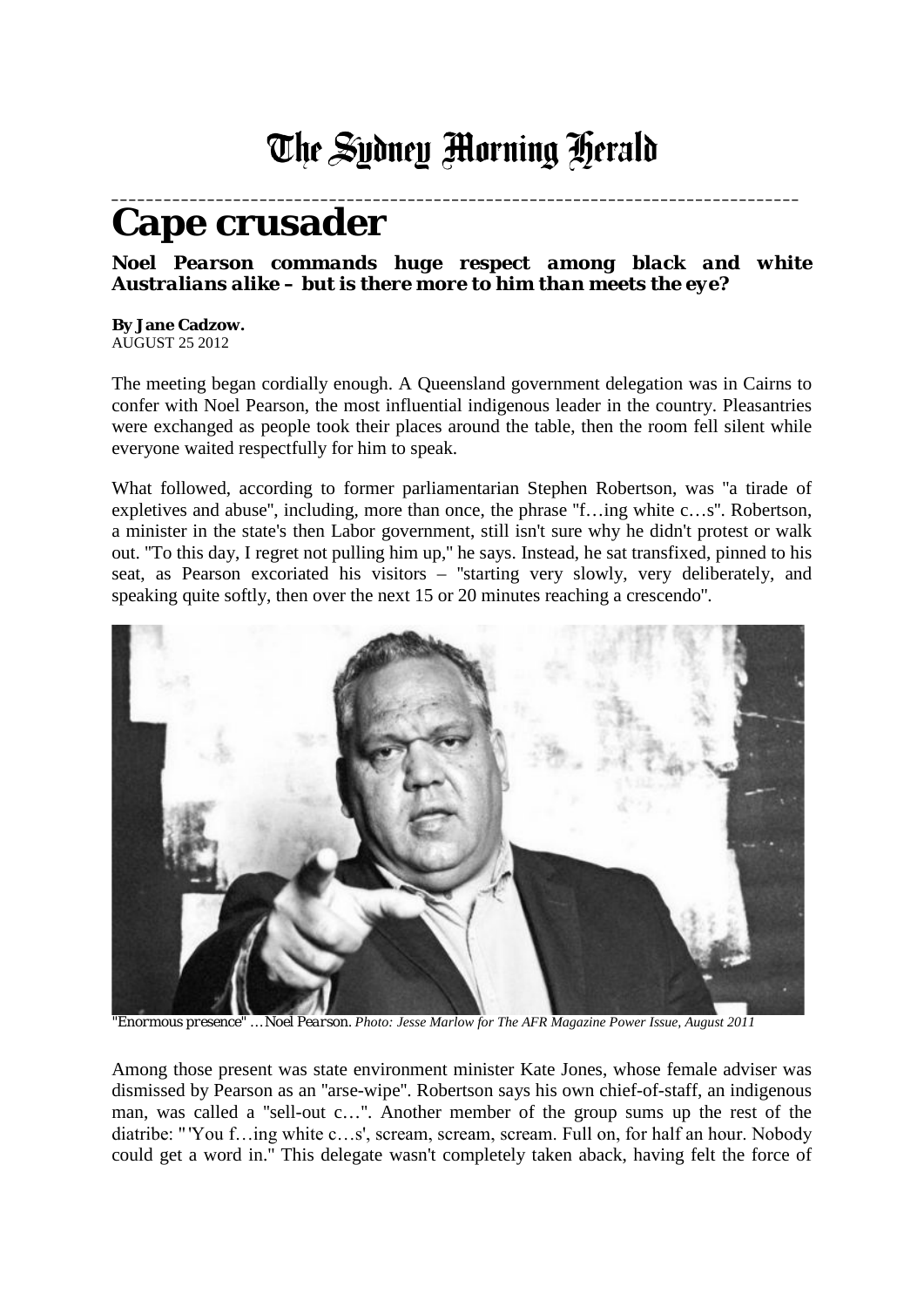# The Sydney Morning Herald

# Cape crusader

***Noel Pearson commands huge respect among black and white Australians alike – but is there more to him than meets the eye?***

**By Jane Cadzow.**
AUGUST 25 2012

The meeting began cordially enough. A Queensland government delegation was in Cairns to confer with Noel Pearson, the most influential indigenous leader in the country. Pleasantries were exchanged as people took their places around the table, then the room fell silent while everyone waited respectfully for him to speak.

What followed, according to former parliamentarian Stephen Robertson, was "a tirade of expletives and abuse", including, more than once, the phrase "f…ing white c…s". Robertson, a minister in the state's then Labor government, still isn't sure why he didn't protest or walk out. "To this day, I regret not pulling him up," he says. Instead, he sat transfixed, pinned to his seat, as Pearson excoriated his visitors – "starting very slowly, very deliberately, and speaking quite softly, then over the next 15 or 20 minutes reaching a crescendo".

"Enormous presence" … Noel Pearson. *Photo: Jesse Marlow for The AFR Magazine Power Issue, August 2011*

Among those present was state environment minister Kate Jones, whose female adviser was dismissed by Pearson as an "arse-wipe". Robertson says his own chief-of-staff, an indigenous man, was called a "sell-out c…". Another member of the group sums up the rest of the diatribe: "'You f…ing white c…s', scream, scream, scream. Full on, for half an hour. Nobody could get a word in." This delegate wasn't completely taken aback, having felt the force of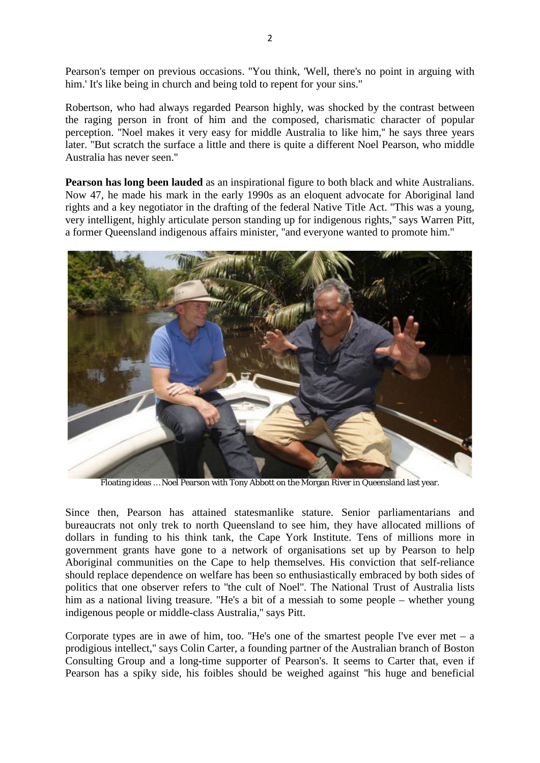Pearson's temper on previous occasions. "You think, 'Well, there's no point in arguing with him.' It's like being in church and being told to repent for your sins."

Robertson, who had always regarded Pearson highly, was shocked by the contrast between the raging person in front of him and the composed, charismatic character of popular perception. "Noel makes it very easy for middle Australia to like him," he says three years later. "But scratch the surface a little and there is quite a different Noel Pearson, who middle Australia has never seen."

**Pearson has long been lauded** as an inspirational figure to both black and white Australians. Now 47, he made his mark in the early 1990s as an eloquent advocate for Aboriginal land rights and a key negotiator in the drafting of the federal Native Title Act. "This was a young, very intelligent, highly articulate person standing up for indigenous rights," says Warren Pitt, a former Queensland indigenous affairs minister, "and everyone wanted to promote him."

Floating ideas … Noel Pearson with Tony Abbott on the Morgan River in Queensland last year.

Since then, Pearson has attained statesmanlike stature. Senior parliamentarians and bureaucrats not only trek to north Queensland to see him, they have allocated millions of dollars in funding to his think tank, the Cape York Institute. Tens of millions more in government grants have gone to a network of organisations set up by Pearson to help Aboriginal communities on the Cape to help themselves. His conviction that self-reliance should replace dependence on welfare has been so enthusiastically embraced by both sides of politics that one observer refers to "the cult of Noel". The National Trust of Australia lists him as a national living treasure. "He's a bit of a messiah to some people – whether young indigenous people or middle-class Australia," says Pitt.

Corporate types are in awe of him, too. "He's one of the smartest people I've ever met – a prodigious intellect," says Colin Carter, a founding partner of the Australian branch of Boston Consulting Group and a long-time supporter of Pearson's. It seems to Carter that, even if Pearson has a spiky side, his foibles should be weighed against "his huge and beneficial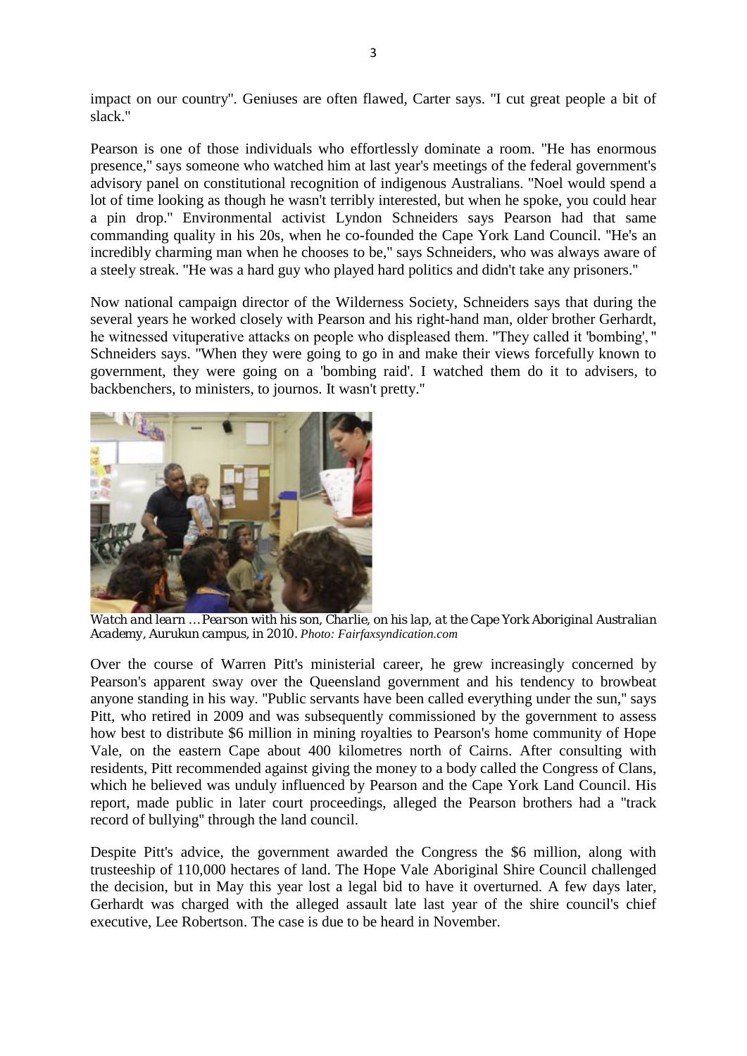impact on our country". Geniuses are often flawed, Carter says. "I cut great people a bit of slack."

Pearson is one of those individuals who effortlessly dominate a room. "He has enormous presence," says someone who watched him at last year's meetings of the federal government's advisory panel on constitutional recognition of indigenous Australians. "Noel would spend a lot of time looking as though he wasn't terribly interested, but when he spoke, you could hear a pin drop." Environmental activist Lyndon Schneiders says Pearson had that same commanding quality in his 20s, when he co-founded the Cape York Land Council. "He's an incredibly charming man when he chooses to be," says Schneiders, who was always aware of a steely streak. "He was a hard guy who played hard politics and didn't take any prisoners."

Now national campaign director of the Wilderness Society, Schneiders says that during the several years he worked closely with Pearson and his right-hand man, older brother Gerhardt, he witnessed vituperative attacks on people who displeased them. "They called it 'bombing'," Schneiders says. "When they were going to go in and make their views forcefully known to government, they were going on a 'bombing raid'. I watched them do it to advisers, to backbenchers, to ministers, to journos. It wasn't pretty."

*Watch and learn ... Pearson with his son, Charlie, on his lap, at the Cape York Aboriginal Australian Academy, Aurukun campus, in 2010. Photo: Fairfaxsyndication.com*

Over the course of Warren Pitt's ministerial career, he grew increasingly concerned by Pearson's apparent sway over the Queensland government and his tendency to browbeat anyone standing in his way. "Public servants have been called everything under the sun," says Pitt, who retired in 2009 and was subsequently commissioned by the government to assess how best to distribute $6 million in mining royalties to Pearson's home community of Hope Vale, on the eastern Cape about 400 kilometres north of Cairns. After consulting with residents, Pitt recommended against giving the money to a body called the Congress of Clans, which he believed was unduly influenced by Pearson and the Cape York Land Council. His report, made public in later court proceedings, alleged the Pearson brothers had a "track record of bullying" through the land council.

Despite Pitt's advice, the government awarded the Congress the $6 million, along with trusteeship of 110,000 hectares of land. The Hope Vale Aboriginal Shire Council challenged the decision, but in May this year lost a legal bid to have it overturned. A few days later, Gerhardt was charged with the alleged assault late last year of the shire council's chief executive, Lee Robertson. The case is due to be heard in November.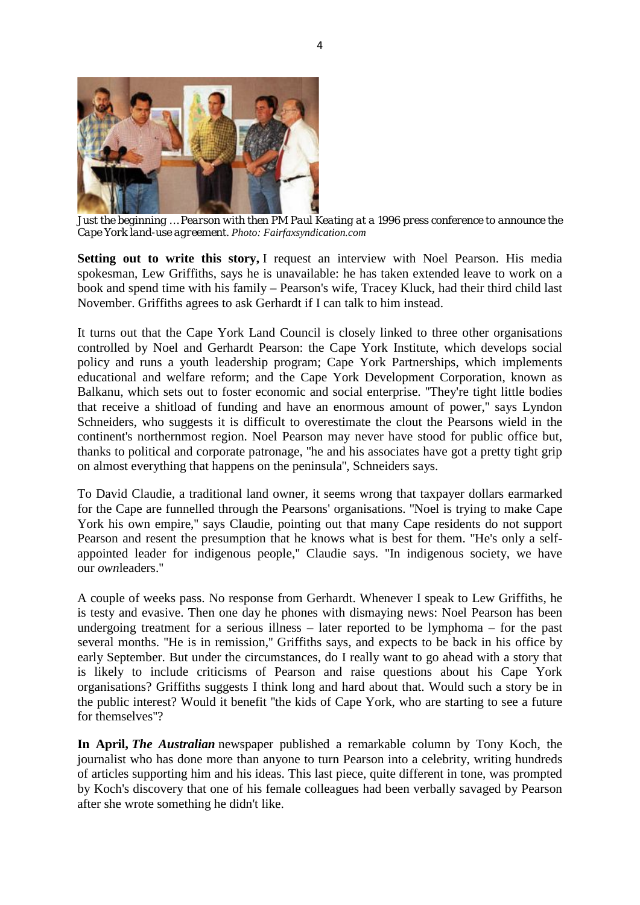*Just the beginning ... Pearson with then PM Paul Keating at a 1996 press conference to announce the Cape York land-use agreement. Photo: Fairfaxsyndication.com*

**Setting out to write this story,** I request an interview with Noel Pearson. His media spokesman, Lew Griffiths, says he is unavailable: he has taken extended leave to work on a book and spend time with his family – Pearson's wife, Tracey Kluck, had their third child last November. Griffiths agrees to ask Gerhardt if I can talk to him instead.

It turns out that the Cape York Land Council is closely linked to three other organisations controlled by Noel and Gerhardt Pearson: the Cape York Institute, which develops social policy and runs a youth leadership program; Cape York Partnerships, which implements educational and welfare reform; and the Cape York Development Corporation, known as Balkanu, which sets out to foster economic and social enterprise. "They're tight little bodies that receive a shitload of funding and have an enormous amount of power," says Lyndon Schneiders, who suggests it is difficult to overestimate the clout the Pearsons wield in the continent's northernmost region. Noel Pearson may never have stood for public office but, thanks to political and corporate patronage, "he and his associates have got a pretty tight grip on almost everything that happens on the peninsula", Schneiders says.

To David Claudie, a traditional land owner, it seems wrong that taxpayer dollars earmarked for the Cape are funnelled through the Pearsons' organisations. "Noel is trying to make Cape York his own empire," says Claudie, pointing out that many Cape residents do not support Pearson and resent the presumption that he knows what is best for them. "He's only a self-appointed leader for indigenous people," Claudie says. "In indigenous society, we have our *own*leaders."

A couple of weeks pass. No response from Gerhardt. Whenever I speak to Lew Griffiths, he is testy and evasive. Then one day he phones with dismaying news: Noel Pearson has been undergoing treatment for a serious illness – later reported to be lymphoma – for the past several months. "He is in remission," Griffiths says, and expects to be back in his office by early September. But under the circumstances, do I really want to go ahead with a story that is likely to include criticisms of Pearson and raise questions about his Cape York organisations? Griffiths suggests I think long and hard about that. Would such a story be in the public interest? Would it benefit "the kids of Cape York, who are starting to see a future for themselves"?

**In April,** ***The Australian*** newspaper published a remarkable column by Tony Koch, the journalist who has done more than anyone to turn Pearson into a celebrity, writing hundreds of articles supporting him and his ideas. This last piece, quite different in tone, was prompted by Koch's discovery that one of his female colleagues had been verbally savaged by Pearson after she wrote something he didn't like.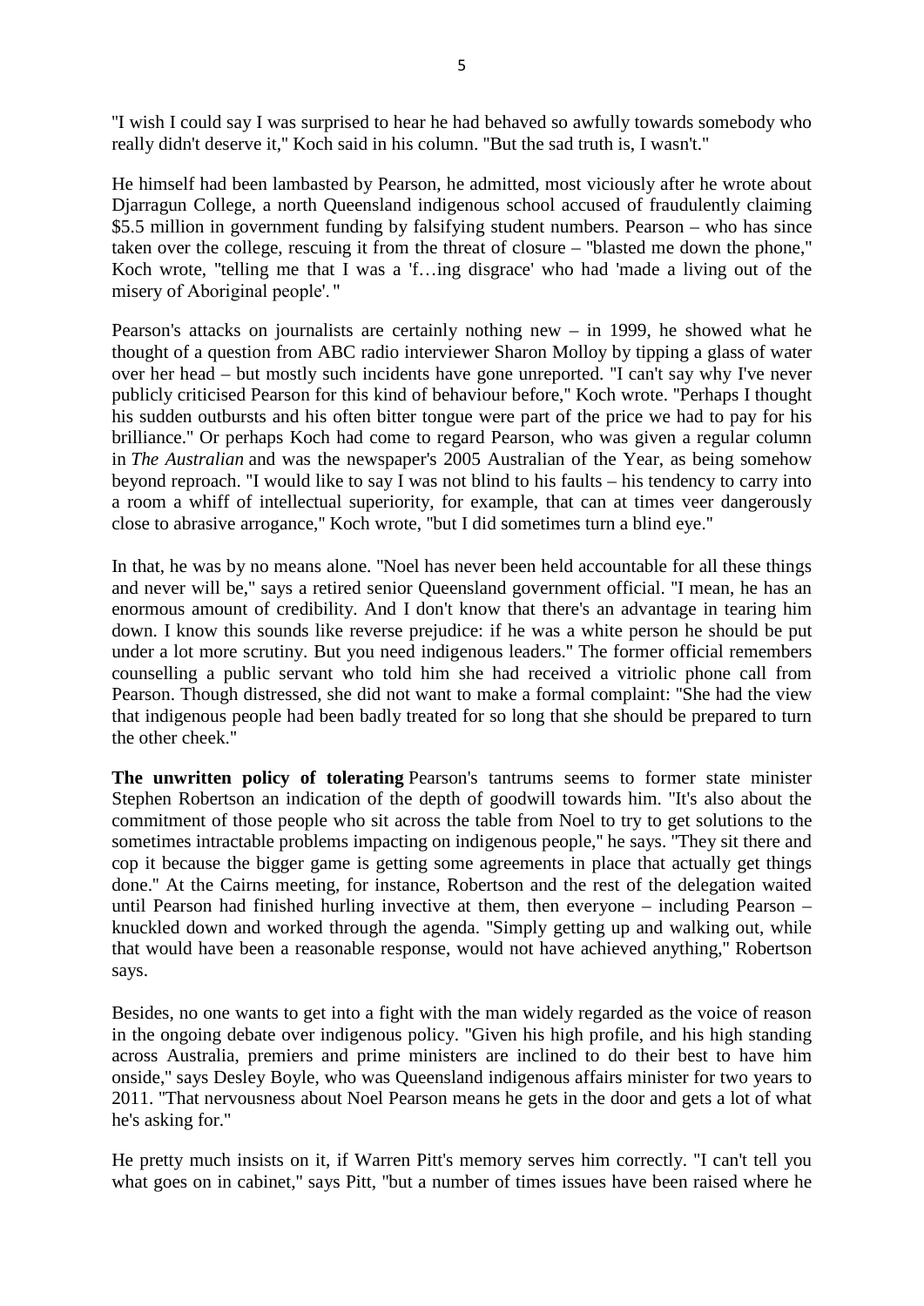"I wish I could say I was surprised to hear he had behaved so awfully towards somebody who really didn't deserve it," Koch said in his column. "But the sad truth is, I wasn't."

He himself had been lambasted by Pearson, he admitted, most viciously after he wrote about Djarragun College, a north Queensland indigenous school accused of fraudulently claiming $5.5 million in government funding by falsifying student numbers. Pearson – who has since taken over the college, rescuing it from the threat of closure – "blasted me down the phone," Koch wrote, "telling me that I was a 'f…ing disgrace' who had 'made a living out of the misery of Aboriginal people'. "

Pearson's attacks on journalists are certainly nothing new – in 1999, he showed what he thought of a question from ABC radio interviewer Sharon Molloy by tipping a glass of water over her head – but mostly such incidents have gone unreported. "I can't say why I've never publicly criticised Pearson for this kind of behaviour before," Koch wrote. "Perhaps I thought his sudden outbursts and his often bitter tongue were part of the price we had to pay for his brilliance." Or perhaps Koch had come to regard Pearson, who was given a regular column in *The Australian* and was the newspaper's 2005 Australian of the Year, as being somehow beyond reproach. "I would like to say I was not blind to his faults – his tendency to carry into a room a whiff of intellectual superiority, for example, that can at times veer dangerously close to abrasive arrogance," Koch wrote, "but I did sometimes turn a blind eye."

In that, he was by no means alone. "Noel has never been held accountable for all these things and never will be," says a retired senior Queensland government official. "I mean, he has an enormous amount of credibility. And I don't know that there's an advantage in tearing him down. I know this sounds like reverse prejudice: if he was a white person he should be put under a lot more scrutiny. But you need indigenous leaders." The former official remembers counselling a public servant who told him she had received a vitriolic phone call from Pearson. Though distressed, she did not want to make a formal complaint: "She had the view that indigenous people had been badly treated for so long that she should be prepared to turn the other cheek."

**The unwritten policy of tolerating** Pearson's tantrums seems to former state minister Stephen Robertson an indication of the depth of goodwill towards him. "It's also about the commitment of those people who sit across the table from Noel to try to get solutions to the sometimes intractable problems impacting on indigenous people," he says. "They sit there and cop it because the bigger game is getting some agreements in place that actually get things done." At the Cairns meeting, for instance, Robertson and the rest of the delegation waited until Pearson had finished hurling invective at them, then everyone – including Pearson – knuckled down and worked through the agenda. "Simply getting up and walking out, while that would have been a reasonable response, would not have achieved anything," Robertson says.

Besides, no one wants to get into a fight with the man widely regarded as the voice of reason in the ongoing debate over indigenous policy. "Given his high profile, and his high standing across Australia, premiers and prime ministers are inclined to do their best to have him onside," says Desley Boyle, who was Queensland indigenous affairs minister for two years to 2011. "That nervousness about Noel Pearson means he gets in the door and gets a lot of what he's asking for."

He pretty much insists on it, if Warren Pitt's memory serves him correctly. "I can't tell you what goes on in cabinet," says Pitt, "but a number of times issues have been raised where he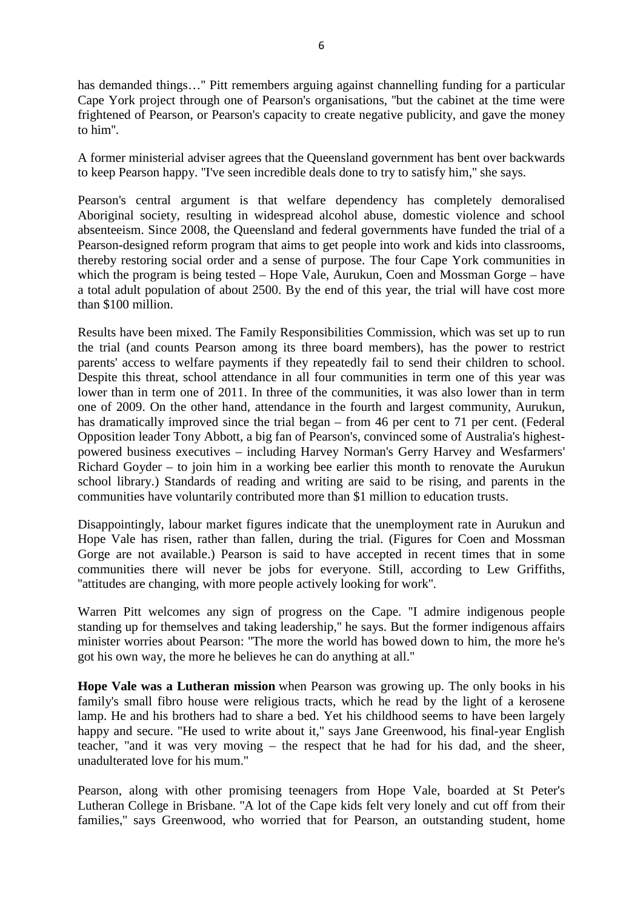has demanded things…" Pitt remembers arguing against channelling funding for a particular Cape York project through one of Pearson's organisations, "but the cabinet at the time were frightened of Pearson, or Pearson's capacity to create negative publicity, and gave the money to him".

A former ministerial adviser agrees that the Queensland government has bent over backwards to keep Pearson happy. "I've seen incredible deals done to try to satisfy him," she says.

Pearson's central argument is that welfare dependency has completely demoralised Aboriginal society, resulting in widespread alcohol abuse, domestic violence and school absenteeism. Since 2008, the Queensland and federal governments have funded the trial of a Pearson-designed reform program that aims to get people into work and kids into classrooms, thereby restoring social order and a sense of purpose. The four Cape York communities in which the program is being tested – Hope Vale, Aurukun, Coen and Mossman Gorge – have a total adult population of about 2500. By the end of this year, the trial will have cost more than $100 million.

Results have been mixed. The Family Responsibilities Commission, which was set up to run the trial (and counts Pearson among its three board members), has the power to restrict parents' access to welfare payments if they repeatedly fail to send their children to school. Despite this threat, school attendance in all four communities in term one of this year was lower than in term one of 2011. In three of the communities, it was also lower than in term one of 2009. On the other hand, attendance in the fourth and largest community, Aurukun, has dramatically improved since the trial began – from 46 per cent to 71 per cent. (Federal Opposition leader Tony Abbott, a big fan of Pearson's, convinced some of Australia's highest-powered business executives – including Harvey Norman's Gerry Harvey and Wesfarmers' Richard Goyder – to join him in a working bee earlier this month to renovate the Aurukun school library.) Standards of reading and writing are said to be rising, and parents in the communities have voluntarily contributed more than $1 million to education trusts.

Disappointingly, labour market figures indicate that the unemployment rate in Aurukun and Hope Vale has risen, rather than fallen, during the trial. (Figures for Coen and Mossman Gorge are not available.) Pearson is said to have accepted in recent times that in some communities there will never be jobs for everyone. Still, according to Lew Griffiths, "attitudes are changing, with more people actively looking for work".

Warren Pitt welcomes any sign of progress on the Cape. "I admire indigenous people standing up for themselves and taking leadership," he says. But the former indigenous affairs minister worries about Pearson: "The more the world has bowed down to him, the more he's got his own way, the more he believes he can do anything at all."

**Hope Vale was a Lutheran mission** when Pearson was growing up. The only books in his family's small fibro house were religious tracts, which he read by the light of a kerosene lamp. He and his brothers had to share a bed. Yet his childhood seems to have been largely happy and secure. "He used to write about it," says Jane Greenwood, his final-year English teacher, "and it was very moving – the respect that he had for his dad, and the sheer, unadulterated love for his mum."

Pearson, along with other promising teenagers from Hope Vale, boarded at St Peter's Lutheran College in Brisbane. "A lot of the Cape kids felt very lonely and cut off from their families," says Greenwood, who worried that for Pearson, an outstanding student, home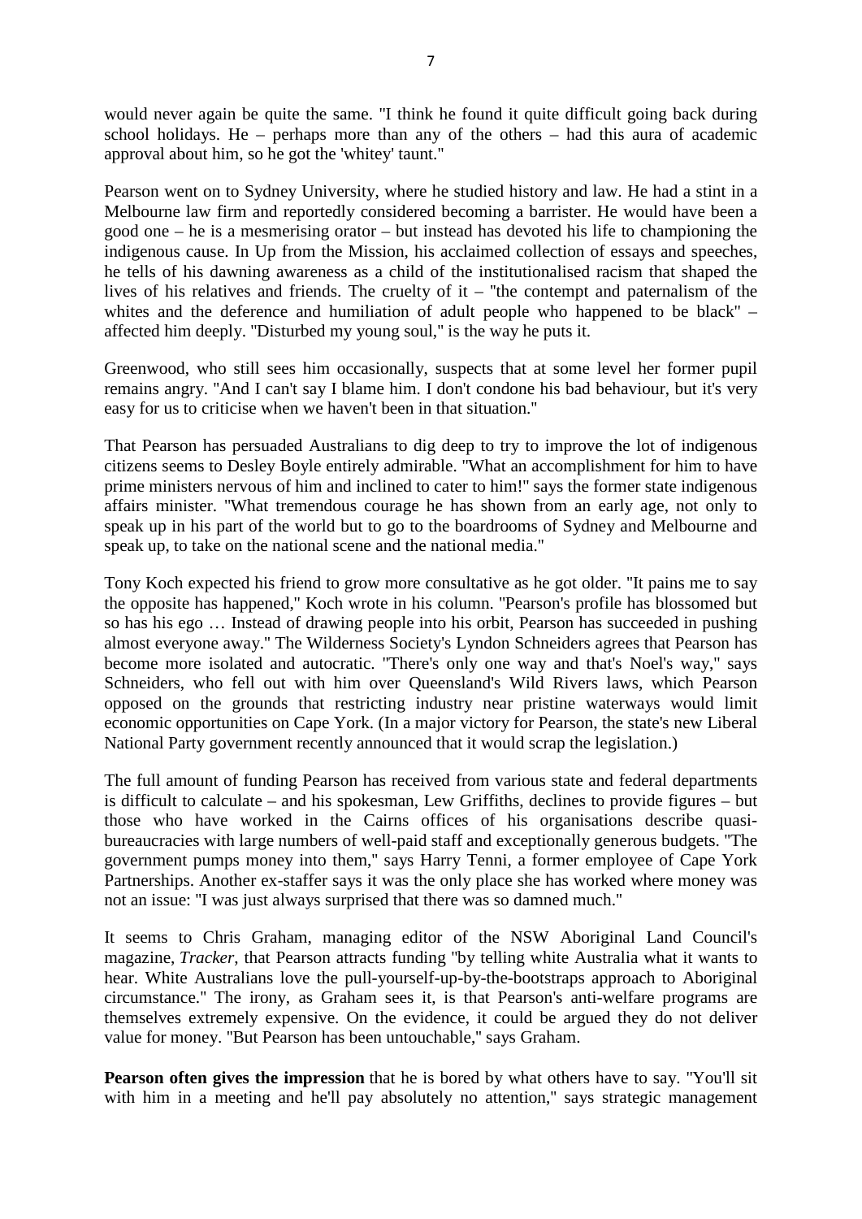would never again be quite the same. "I think he found it quite difficult going back during school holidays. He – perhaps more than any of the others – had this aura of academic approval about him, so he got the 'whitey' taunt."

Pearson went on to Sydney University, where he studied history and law. He had a stint in a Melbourne law firm and reportedly considered becoming a barrister. He would have been a good one – he is a mesmerising orator – but instead has devoted his life to championing the indigenous cause. In Up from the Mission, his acclaimed collection of essays and speeches, he tells of his dawning awareness as a child of the institutionalised racism that shaped the lives of his relatives and friends. The cruelty of it – "the contempt and paternalism of the whites and the deference and humiliation of adult people who happened to be black" – affected him deeply. "Disturbed my young soul," is the way he puts it.

Greenwood, who still sees him occasionally, suspects that at some level her former pupil remains angry. "And I can't say I blame him. I don't condone his bad behaviour, but it's very easy for us to criticise when we haven't been in that situation."

That Pearson has persuaded Australians to dig deep to try to improve the lot of indigenous citizens seems to Desley Boyle entirely admirable. "What an accomplishment for him to have prime ministers nervous of him and inclined to cater to him!" says the former state indigenous affairs minister. "What tremendous courage he has shown from an early age, not only to speak up in his part of the world but to go to the boardrooms of Sydney and Melbourne and speak up, to take on the national scene and the national media."

Tony Koch expected his friend to grow more consultative as he got older. "It pains me to say the opposite has happened," Koch wrote in his column. "Pearson's profile has blossomed but so has his ego … Instead of drawing people into his orbit, Pearson has succeeded in pushing almost everyone away." The Wilderness Society's Lyndon Schneiders agrees that Pearson has become more isolated and autocratic. "There's only one way and that's Noel's way," says Schneiders, who fell out with him over Queensland's Wild Rivers laws, which Pearson opposed on the grounds that restricting industry near pristine waterways would limit economic opportunities on Cape York. (In a major victory for Pearson, the state's new Liberal National Party government recently announced that it would scrap the legislation.)

The full amount of funding Pearson has received from various state and federal departments is difficult to calculate – and his spokesman, Lew Griffiths, declines to provide figures – but those who have worked in the Cairns offices of his organisations describe quasi-bureaucracies with large numbers of well-paid staff and exceptionally generous budgets. "The government pumps money into them," says Harry Tenni, a former employee of Cape York Partnerships. Another ex-staffer says it was the only place she has worked where money was not an issue: "I was just always surprised that there was so damned much."

It seems to Chris Graham, managing editor of the NSW Aboriginal Land Council's magazine, *Tracker*, that Pearson attracts funding "by telling white Australia what it wants to hear. White Australians love the pull-yourself-up-by-the-bootstraps approach to Aboriginal circumstance." The irony, as Graham sees it, is that Pearson's anti-welfare programs are themselves extremely expensive. On the evidence, it could be argued they do not deliver value for money. "But Pearson has been untouchable," says Graham.

**Pearson often gives the impression** that he is bored by what others have to say. "You'll sit with him in a meeting and he'll pay absolutely no attention," says strategic management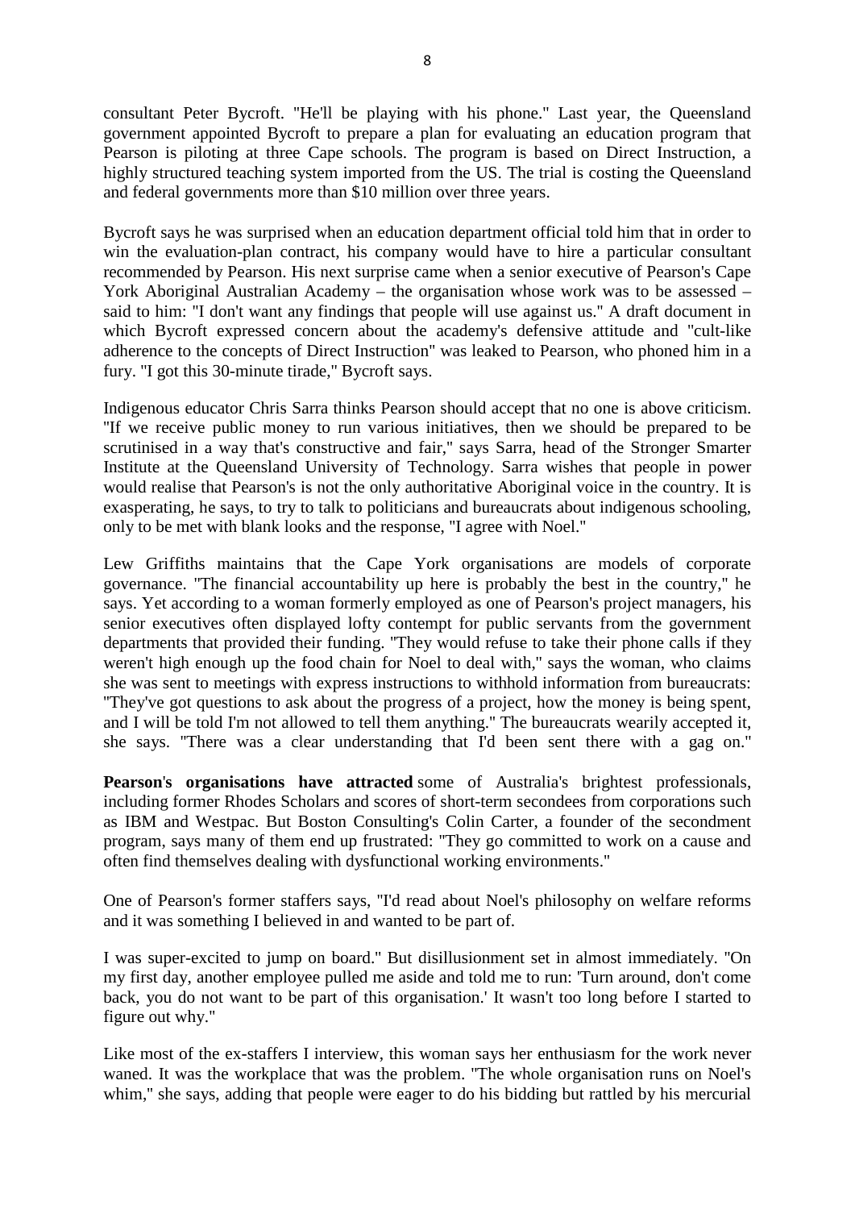consultant Peter Bycroft. "He'll be playing with his phone." Last year, the Queensland government appointed Bycroft to prepare a plan for evaluating an education program that Pearson is piloting at three Cape schools. The program is based on Direct Instruction, a highly structured teaching system imported from the US. The trial is costing the Queensland and federal governments more than $10 million over three years.

Bycroft says he was surprised when an education department official told him that in order to win the evaluation-plan contract, his company would have to hire a particular consultant recommended by Pearson. His next surprise came when a senior executive of Pearson's Cape York Aboriginal Australian Academy – the organisation whose work was to be assessed – said to him: "I don't want any findings that people will use against us." A draft document in which Bycroft expressed concern about the academy's defensive attitude and "cult-like adherence to the concepts of Direct Instruction" was leaked to Pearson, who phoned him in a fury. "I got this 30-minute tirade," Bycroft says.

Indigenous educator Chris Sarra thinks Pearson should accept that no one is above criticism. "If we receive public money to run various initiatives, then we should be prepared to be scrutinised in a way that's constructive and fair," says Sarra, head of the Stronger Smarter Institute at the Queensland University of Technology. Sarra wishes that people in power would realise that Pearson's is not the only authoritative Aboriginal voice in the country. It is exasperating, he says, to try to talk to politicians and bureaucrats about indigenous schooling, only to be met with blank looks and the response, "I agree with Noel."

Lew Griffiths maintains that the Cape York organisations are models of corporate governance. "The financial accountability up here is probably the best in the country," he says. Yet according to a woman formerly employed as one of Pearson's project managers, his senior executives often displayed lofty contempt for public servants from the government departments that provided their funding. "They would refuse to take their phone calls if they weren't high enough up the food chain for Noel to deal with," says the woman, who claims she was sent to meetings with express instructions to withhold information from bureaucrats: "They've got questions to ask about the progress of a project, how the money is being spent, and I will be told I'm not allowed to tell them anything." The bureaucrats wearily accepted it, she says. "There was a clear understanding that I'd been sent there with a gag on."

**Pearson's organisations have attracted** some of Australia's brightest professionals, including former Rhodes Scholars and scores of short-term secondees from corporations such as IBM and Westpac. But Boston Consulting's Colin Carter, a founder of the secondment program, says many of them end up frustrated: "They go committed to work on a cause and often find themselves dealing with dysfunctional working environments."

One of Pearson's former staffers says, "I'd read about Noel's philosophy on welfare reforms and it was something I believed in and wanted to be part of.

I was super-excited to jump on board." But disillusionment set in almost immediately. "On my first day, another employee pulled me aside and told me to run: 'Turn around, don't come back, you do not want to be part of this organisation.' It wasn't too long before I started to figure out why."

Like most of the ex-staffers I interview, this woman says her enthusiasm for the work never waned. It was the workplace that was the problem. "The whole organisation runs on Noel's whim," she says, adding that people were eager to do his bidding but rattled by his mercurial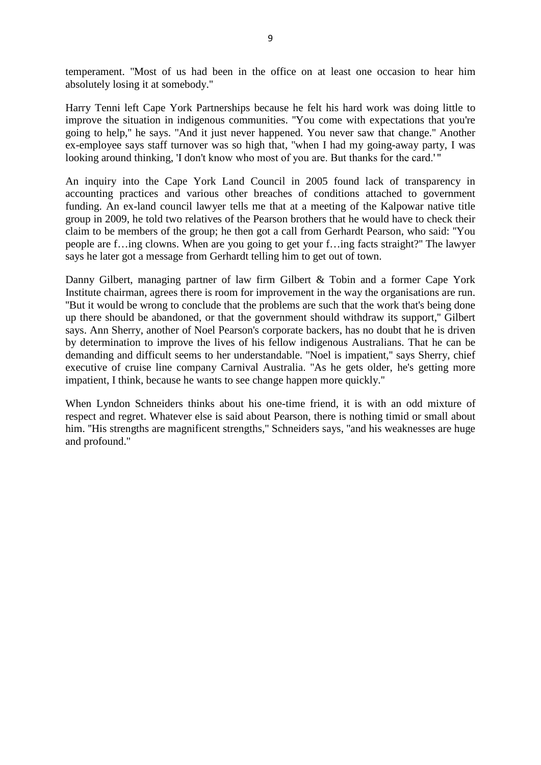temperament. "Most of us had been in the office on at least one occasion to hear him absolutely losing it at somebody."

Harry Tenni left Cape York Partnerships because he felt his hard work was doing little to improve the situation in indigenous communities. "You come with expectations that you're going to help," he says. "And it just never happened. You never saw that change." Another ex-employee says staff turnover was so high that, "when I had my going-away party, I was looking around thinking, 'I don't know who most of you are. But thanks for the card.' "

An inquiry into the Cape York Land Council in 2005 found lack of transparency in accounting practices and various other breaches of conditions attached to government funding. An ex-land council lawyer tells me that at a meeting of the Kalpowar native title group in 2009, he told two relatives of the Pearson brothers that he would have to check their claim to be members of the group; he then got a call from Gerhardt Pearson, who said: "You people are f…ing clowns. When are you going to get your f…ing facts straight?" The lawyer says he later got a message from Gerhardt telling him to get out of town.

Danny Gilbert, managing partner of law firm Gilbert & Tobin and a former Cape York Institute chairman, agrees there is room for improvement in the way the organisations are run. "But it would be wrong to conclude that the problems are such that the work that's being done up there should be abandoned, or that the government should withdraw its support," Gilbert says. Ann Sherry, another of Noel Pearson's corporate backers, has no doubt that he is driven by determination to improve the lives of his fellow indigenous Australians. That he can be demanding and difficult seems to her understandable. "Noel is impatient," says Sherry, chief executive of cruise line company Carnival Australia. "As he gets older, he's getting more impatient, I think, because he wants to see change happen more quickly."

When Lyndon Schneiders thinks about his one-time friend, it is with an odd mixture of respect and regret. Whatever else is said about Pearson, there is nothing timid or small about him. "His strengths are magnificent strengths," Schneiders says, "and his weaknesses are huge and profound."